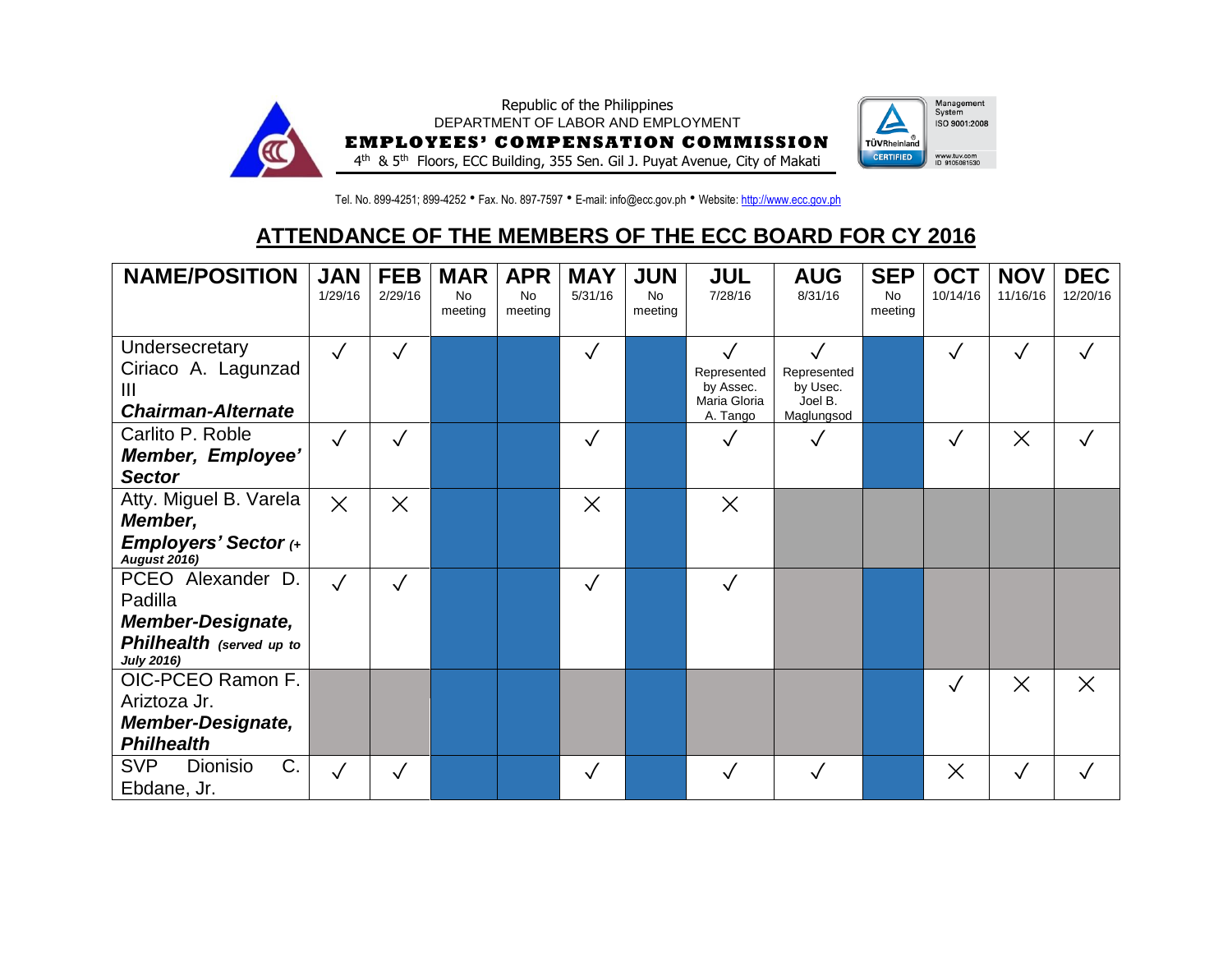Republic of the Philippines
DEPARTMENT OF LABOR AND EMPLOYMENT
**EMPLOYEES' COMPENSATION COMMISSION**
4th & 5th Floors, ECC Building, 355 Sen. Gil J. Puyat Avenue, City of Makati

Tel. No. 899-4251; 899-4252 • Fax. No. 897-7597 • E-mail: info@ecc.gov.ph • Website: http://www.ecc.gov.ph

## ATTENDANCE OF THE MEMBERS OF THE ECC BOARD FOR CY 2016

| NAME/POSITION | JAN 1/29/16 | FEB 2/29/16 | MAR No meeting | APR No meeting | MAY 5/31/16 | JUN No meeting | JUL 7/28/16 | AUG 8/31/16 | SEP No meeting | OCT 10/14/16 | NOV 11/16/16 | DEC 12/20/16 |
|---|---|---|---|---|---|---|---|---|---|---|---|---|
| Undersecretary Ciriaco A. Lagunzad III ***Chairman-Alternate*** | ✓ | ✓ | | | ✓ | | ✓ Represented by Assec. Maria Gloria A. Tango | ✓ Represented by Usec. Joel B. Maglungsod | | ✓ | ✓ | ✓ |
| Carlito P. Roble ***Member, Employee' Sector*** | ✓ | ✓ | | | ✓ | | ✓ | ✓ | | ✓ | × | ✓ |
| Atty. Miguel B. Varela ***Member, Employers' Sector*** ***(+ August 2016)*** | × | × | | | × | | × | | | | | |
| PCEO Alexander D. Padilla ***Member-Designate, Philhealth*** ***(served up to July 2016)*** | ✓ | ✓ | | | ✓ | | ✓ | | | | | |
| OIC-PCEO Ramon F. Ariztoza Jr. ***Member-Designate, Philhealth*** | | | | | | | | | | ✓ | × | × |
| SVP Dionisio C. Ebdane, Jr. | ✓ | ✓ | | | ✓ | | ✓ | ✓ | | × | ✓ | ✓ |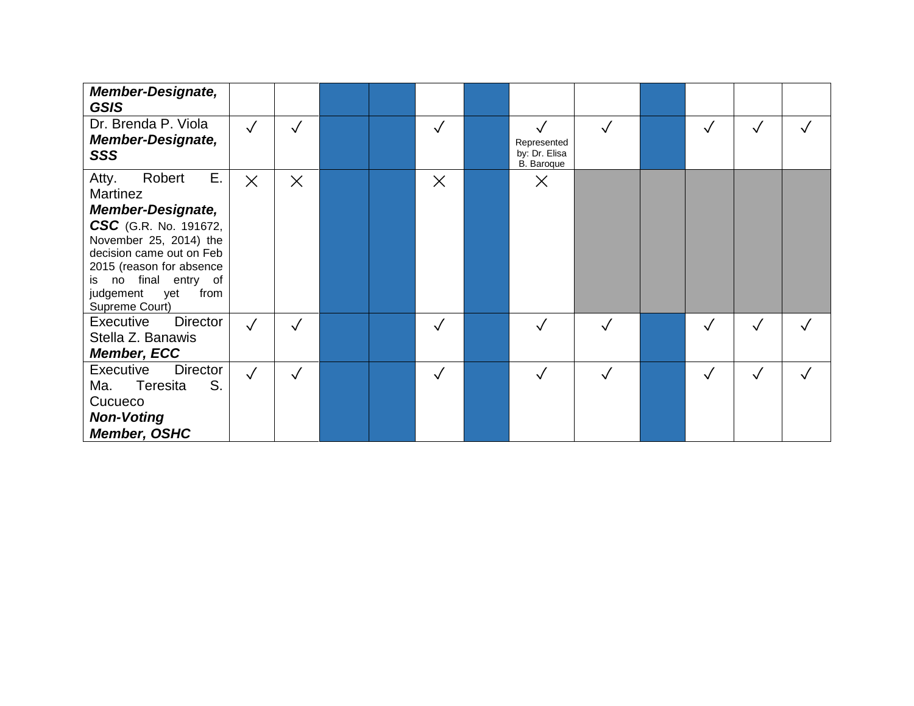| | | | | | | | | | | | | | |
|---|---|---|---|---|---|---|---|---|---|---|---|---|---|
| ***Member-Designate, GSIS*** | | | | | | | | | | | | | |
| Dr. Brenda P. Viola ***Member-Designate, SSS*** | √ | √ | | | √ | | √ Represented by: Dr. Elisa B. Baroque | √ | | √ | √ | √ |
| Atty. Robert E. Martinez ***Member-Designate, CSC*** (G.R. No. 191672, November 25, 2014) the decision came out on Feb 2015 (reason for absence is no final entry of judgement yet from Supreme Court) | × | × | | | × | | × | | | | | |
| Executive Director Stella Z. Banawis ***Member, ECC*** | √ | √ | | | √ | | √ | √ | | √ | √ | √ |
| Executive Director Ma. Teresita S. Cucueco ***Non-Voting Member, OSHC*** | √ | √ | | | √ | | √ | √ | | √ | √ | √ |